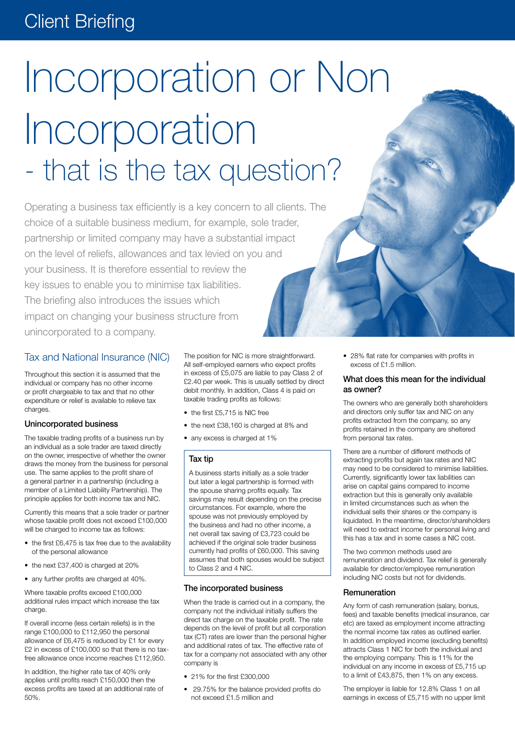Client Briefing

# Incorporation or Non Incorporation - that is the tax question?

Operating a business tax efficiently is a key concern to all clients. The choice of a suitable business medium, for example, sole trader, partnership or limited company may have a substantial impact on the level of reliefs, allowances and tax levied on you and your business. It is therefore essential to review the key issues to enable you to minimise tax liabilities. The briefing also introduces the issues which impact on changing your business structure from unincorporated to a company.

## Tax and National Insurance (NIC)

Throughout this section it is assumed that the individual or company has no other income or profit chargeable to tax and that no other expenditure or relief is available to relieve tax charges.

### Unincorporated business

The taxable trading profits of a business run by an individual as a sole trader are taxed directly on the owner, irrespective of whether the owner draws the money from the business for personal use. The same applies to the profit share of a general partner in a partnership (including a member of a Limited Liability Partnership). The principle applies for both income tax and NIC.

Currently this means that a sole trader or partner whose taxable profit does not exceed £100,000 will be charged to income tax as follows:

- the first £6,475 is tax free due to the availability of the personal allowance
- the next £37,400 is charged at 20%
- any further profits are charged at 40%.

Where taxable profits exceed £100,000 additional rules impact which increase the tax charge.

If overall income (less certain reliefs) is in the range £100,000 to £112,950 the personal allowance of £6,475 is reduced by £1 for every £2 in excess of £100,000 so that there is no tax-free allowance once income reaches £112,950.

In addition, the higher rate tax of 40% only applies until profits reach £150,000 then the excess profits are taxed at an additional rate of 50%.

The position for NIC is more straightforward. All self-employed earners who expect profits in excess of £5,075 are liable to pay Class 2 of £2.40 per week. This is usually settled by direct debit monthly. In addition, Class 4 is paid on taxable trading profits as follows:

- the first £5,715 is NIC free
- the next £38,160 is charged at 8% and
- any excess is charged at 1%

> **Tax tip**
>
> A business starts initially as a sole trader but later a legal partnership is formed with the spouse sharing profits equally. Tax savings may result depending on the precise circumstances. For example, where the spouse was not previously employed by the business and had no other income, a net overall tax saving of £3,723 could be achieved if the original sole trader business currently had profits of £60,000. This saving assumes that both spouses would be subject to Class 2 and 4 NIC.

### The incorporated business

When the trade is carried out in a company, the company not the individual initially suffers the direct tax charge on the taxable profit. The rate depends on the level of profit but all corporation tax (CT) rates are lower than the personal higher and additional rates of tax. The effective rate of tax for a company not associated with any other company is

- 21% for the first £300,000
- 29.75% for the balance provided profits do not exceed £1.5 million and
- 28% flat rate for companies with profits in excess of £1.5 million.

### What does this mean for the individual as owner?

The owners who are generally both shareholders and directors only suffer tax and NIC on any profits extracted from the company, so any profits retained in the company are sheltered from personal tax rates.

There are a number of different methods of extracting profits but again tax rates and NIC may need to be considered to minimise liabilities. Currently, significantly lower tax liabilities can arise on capital gains compared to income extraction but this is generally only available in limited circumstances such as when the individual sells their shares or the company is liquidated. In the meantime, director/shareholders will need to extract income for personal living and this has a tax and in some cases a NIC cost.

The two common methods used are remuneration and dividend. Tax relief is generally available for director/employee remuneration including NIC costs but not for dividends.

### Remuneration

Any form of cash remuneration (salary, bonus, fees) and taxable benefits (medical insurance, car etc) are taxed as employment income attracting the normal income tax rates as outlined earlier. In addition employed income (excluding benefits) attracts Class 1 NIC for both the individual and the employing company. This is 11% for the individual on any income in excess of £5,715 up to a limit of £43,875, then 1% on any excess.

The employer is liable for 12.8% Class 1 on all earnings in excess of £5,715 with no upper limit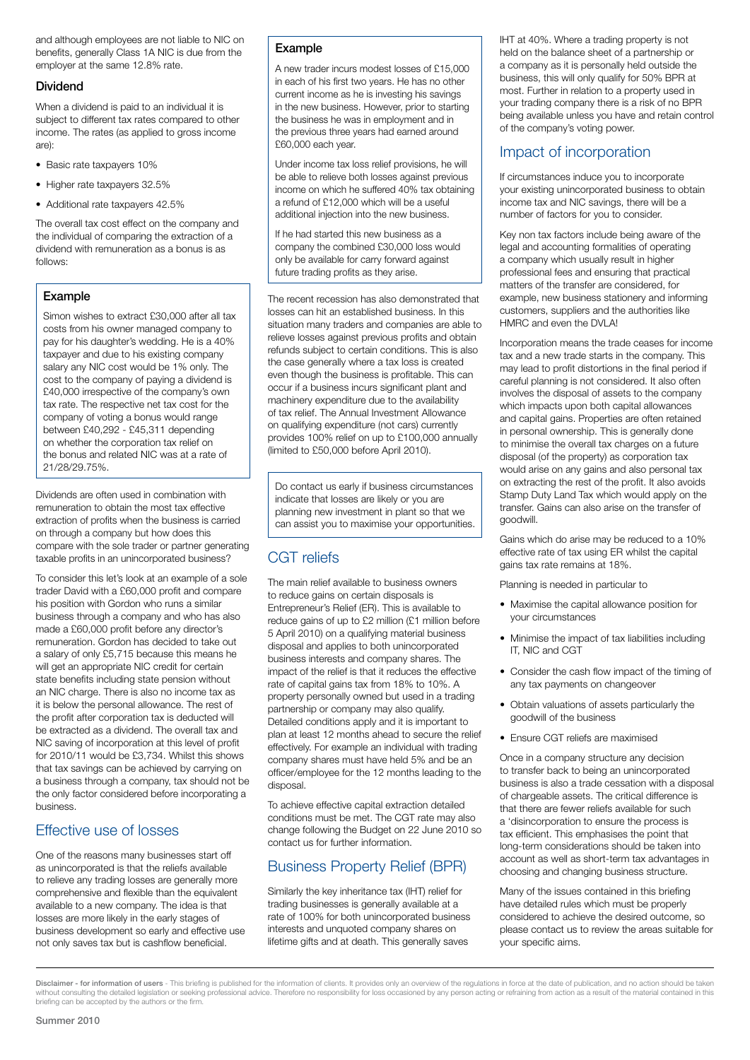and although employees are not liable to NIC on benefits, generally Class 1A NIC is due from the employer at the same 12.8% rate.

### Dividend

When a dividend is paid to an individual it is subject to different tax rates compared to other income. The rates (as applied to gross income are):

- Basic rate taxpayers 10%
- Higher rate taxpayers 32.5%
- Additional rate taxpayers 42.5%

The overall tax cost effect on the company and the individual of comparing the extraction of a dividend with remuneration as a bonus is as follows:

> **Example**
>
> Simon wishes to extract £30,000 after all tax costs from his owner managed company to pay for his daughter's wedding. He is a 40% taxpayer and due to his existing company salary any NIC cost would be 1% only. The cost to the company of paying a dividend is £40,000 irrespective of the company's own tax rate. The respective net tax cost for the company of voting a bonus would range between £40,292 - £45,311 depending on whether the corporation tax relief on the bonus and related NIC was at a rate of 21/28/29.75%.

Dividends are often used in combination with remuneration to obtain the most tax effective extraction of profits when the business is carried on through a company but how does this compare with the sole trader or partner generating taxable profits in an unincorporated business?

To consider this let's look at an example of a sole trader David with a £60,000 profit and compare his position with Gordon who runs a similar business through a company and who has also made a £60,000 profit before any director's remuneration. Gordon has decided to take out a salary of only £5,715 because this means he will get an appropriate NIC credit for certain state benefits including state pension without an NIC charge. There is also no income tax as it is below the personal allowance. The rest of the profit after corporation tax is deducted will be extracted as a dividend. The overall tax and NIC saving of incorporation at this level of profit for 2010/11 would be £3,734. Whilst this shows that tax savings can be achieved by carrying on a business through a company, tax should not be the only factor considered before incorporating a business.

## Effective use of losses

One of the reasons many businesses start off as unincorporated is that the reliefs available to relieve any trading losses are generally more comprehensive and flexible than the equivalent available to a new company. The idea is that losses are more likely in the early stages of business development so early and effective use not only saves tax but is cashflow beneficial.

> **Example**
>
> A new trader incurs modest losses of £15,000 in each of his first two years. He has no other current income as he is investing his savings in the new business. However, prior to starting the business he was in employment and in the previous three years had earned around £60,000 each year.
>
> Under income tax loss relief provisions, he will be able to relieve both losses against previous income on which he suffered 40% tax obtaining a refund of £12,000 which will be a useful additional injection into the new business.
>
> If he had started this new business as a company the combined £30,000 loss would only be available for carry forward against future trading profits as they arise.

The recent recession has also demonstrated that losses can hit an established business. In this situation many traders and companies are able to relieve losses against previous profits and obtain refunds subject to certain conditions. This is also the case generally where a tax loss is created even though the business is profitable. This can occur if a business incurs significant plant and machinery expenditure due to the availability of tax relief. The Annual Investment Allowance on qualifying expenditure (not cars) currently provides 100% relief on up to £100,000 annually (limited to £50,000 before April 2010).

> Do contact us early if business circumstances indicate that losses are likely or you are planning new investment in plant so that we can assist you to maximise your opportunities.

## CGT reliefs

The main relief available to business owners to reduce gains on certain disposals is Entrepreneur's Relief (ER). This is available to reduce gains of up to £2 million (£1 million before 5 April 2010) on a qualifying material business disposal and applies to both unincorporated business interests and company shares. The impact of the relief is that it reduces the effective rate of capital gains tax from 18% to 10%. A property personally owned but used in a trading partnership or company may also qualify. Detailed conditions apply and it is important to plan at least 12 months ahead to secure the relief effectively. For example an individual with trading company shares must have held 5% and be an officer/employee for the 12 months leading to the disposal.

To achieve effective capital extraction detailed conditions must be met. The CGT rate may also change following the Budget on 22 June 2010 so contact us for further information.

## Business Property Relief (BPR)

Similarly the key inheritance tax (IHT) relief for trading businesses is generally available at a rate of 100% for both unincorporated business interests and unquoted company shares on lifetime gifts and at death. This generally saves IHT at 40%. Where a trading property is not held on the balance sheet of a partnership or a company as it is personally held outside the business, this will only qualify for 50% BPR at most. Further in relation to a property used in your trading company there is a risk of no BPR being available unless you have and retain control of the company's voting power.

## Impact of incorporation

If circumstances induce you to incorporate your existing unincorporated business to obtain income tax and NIC savings, there will be a number of factors for you to consider.

Key non tax factors include being aware of the legal and accounting formalities of operating a company which usually result in higher professional fees and ensuring that practical matters of the transfer are considered, for example, new business stationery and informing customers, suppliers and the authorities like HMRC and even the DVLA!

Incorporation means the trade ceases for income tax and a new trade starts in the company. This may lead to profit distortions in the final period if careful planning is not considered. It also often involves the disposal of assets to the company which impacts upon both capital allowances and capital gains. Properties are often retained in personal ownership. This is generally done to minimise the overall tax charges on a future disposal (of the property) as corporation tax would arise on any gains and also personal tax on extracting the rest of the profit. It also avoids Stamp Duty Land Tax which would apply on the transfer. Gains can also arise on the transfer of goodwill.

Gains which do arise may be reduced to a 10% effective rate of tax using ER whilst the capital gains tax rate remains at 18%.

Planning is needed in particular to

- Maximise the capital allowance position for your circumstances
- Minimise the impact of tax liabilities including IT, NIC and CGT
- Consider the cash flow impact of the timing of any tax payments on changeover
- Obtain valuations of assets particularly the goodwill of the business
- Ensure CGT reliefs are maximised

Once in a company structure any decision to transfer back to being an unincorporated business is also a trade cessation with a disposal of chargeable assets. The critical difference is that there are fewer reliefs available for such a 'disincorporation to ensure the process is tax efficient. This emphasises the point that long-term considerations should be taken into account as well as short-term tax advantages in choosing and changing business structure.

Many of the issues contained in this briefing have detailed rules which must be properly considered to achieve the desired outcome, so please contact us to review the areas suitable for your specific aims.

**Disclaimer - for information of users** - This briefing is published for the information of clients. It provides only an overview of the regulations in force at the date of publication, and no action should be taken without consulting the detailed legislation or seeking professional advice. Therefore no responsibility for loss occasioned by any person acting or refraining from action as a result of the material contained in this briefing can be accepted by the authors or the firm.

Summer 2010